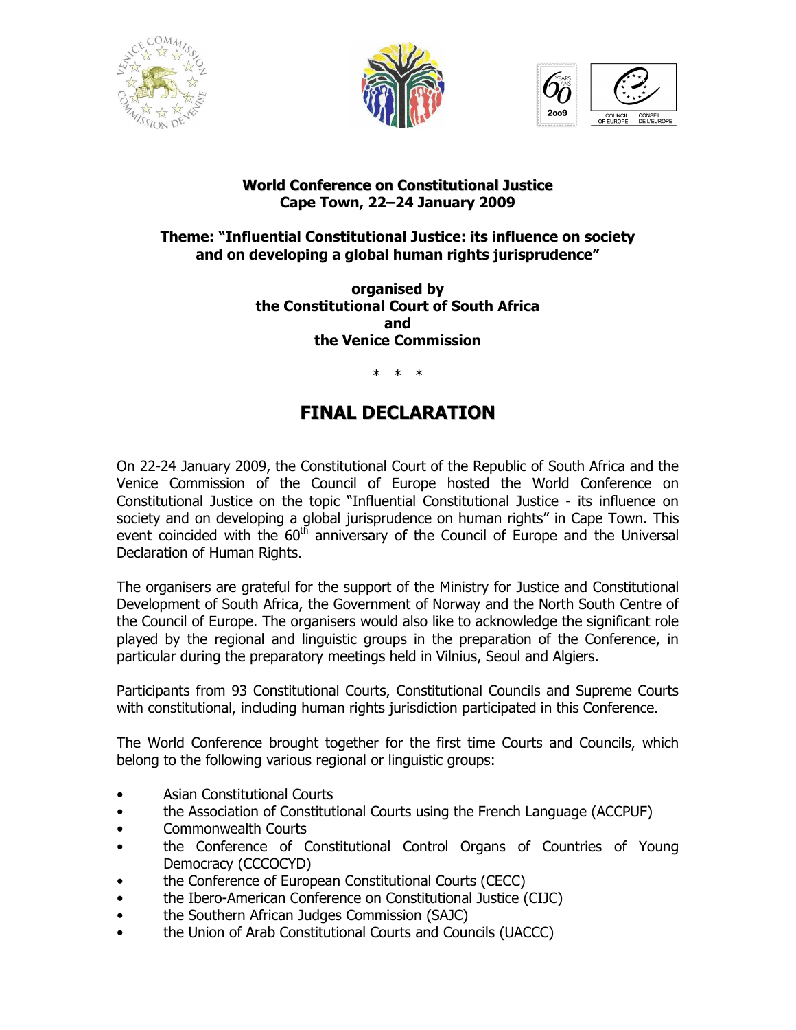**World Conference on Constitutional Justice**
**Cape Town, 22–24 January 2009**

**Theme: "Influential Constitutional Justice: its influence on society and on developing a global human rights jurisprudence"**

**organised by**
**the Constitutional Court of South Africa**
**and**
**the Venice Commission**

\* \* \*

# FINAL DECLARATION

On 22-24 January 2009, the Constitutional Court of the Republic of South Africa and the Venice Commission of the Council of Europe hosted the World Conference on Constitutional Justice on the topic "Influential Constitutional Justice - its influence on society and on developing a global jurisprudence on human rights" in Cape Town. This event coincided with the 60th anniversary of the Council of Europe and the Universal Declaration of Human Rights.

The organisers are grateful for the support of the Ministry for Justice and Constitutional Development of South Africa, the Government of Norway and the North South Centre of the Council of Europe. The organisers would also like to acknowledge the significant role played by the regional and linguistic groups in the preparation of the Conference, in particular during the preparatory meetings held in Vilnius, Seoul and Algiers.

Participants from 93 Constitutional Courts, Constitutional Councils and Supreme Courts with constitutional, including human rights jurisdiction participated in this Conference.

The World Conference brought together for the first time Courts and Councils, which belong to the following various regional or linguistic groups:

- Asian Constitutional Courts
- the Association of Constitutional Courts using the French Language (ACCPUF)
- Commonwealth Courts
- the Conference of Constitutional Control Organs of Countries of Young Democracy (CCCOCYD)
- the Conference of European Constitutional Courts (CECC)
- the Ibero-American Conference on Constitutional Justice (CIJC)
- the Southern African Judges Commission (SAJC)
- the Union of Arab Constitutional Courts and Councils (UACCC)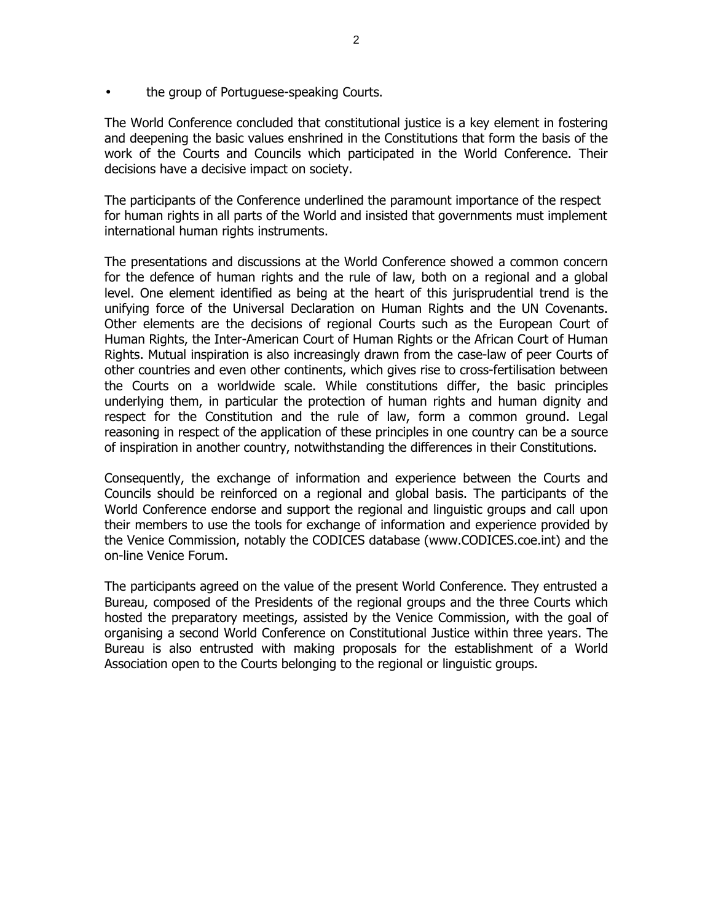- the group of Portuguese-speaking Courts.

The World Conference concluded that constitutional justice is a key element in fostering and deepening the basic values enshrined in the Constitutions that form the basis of the work of the Courts and Councils which participated in the World Conference. Their decisions have a decisive impact on society.

The participants of the Conference underlined the paramount importance of the respect for human rights in all parts of the World and insisted that governments must implement international human rights instruments.

The presentations and discussions at the World Conference showed a common concern for the defence of human rights and the rule of law, both on a regional and a global level. One element identified as being at the heart of this jurisprudential trend is the unifying force of the Universal Declaration on Human Rights and the UN Covenants. Other elements are the decisions of regional Courts such as the European Court of Human Rights, the Inter-American Court of Human Rights or the African Court of Human Rights. Mutual inspiration is also increasingly drawn from the case-law of peer Courts of other countries and even other continents, which gives rise to cross-fertilisation between the Courts on a worldwide scale. While constitutions differ, the basic principles underlying them, in particular the protection of human rights and human dignity and respect for the Constitution and the rule of law, form a common ground. Legal reasoning in respect of the application of these principles in one country can be a source of inspiration in another country, notwithstanding the differences in their Constitutions.

Consequently, the exchange of information and experience between the Courts and Councils should be reinforced on a regional and global basis. The participants of the World Conference endorse and support the regional and linguistic groups and call upon their members to use the tools for exchange of information and experience provided by the Venice Commission, notably the CODICES database (www.CODICES.coe.int) and the on-line Venice Forum.

The participants agreed on the value of the present World Conference. They entrusted a Bureau, composed of the Presidents of the regional groups and the three Courts which hosted the preparatory meetings, assisted by the Venice Commission, with the goal of organising a second World Conference on Constitutional Justice within three years. The Bureau is also entrusted with making proposals for the establishment of a World Association open to the Courts belonging to the regional or linguistic groups.